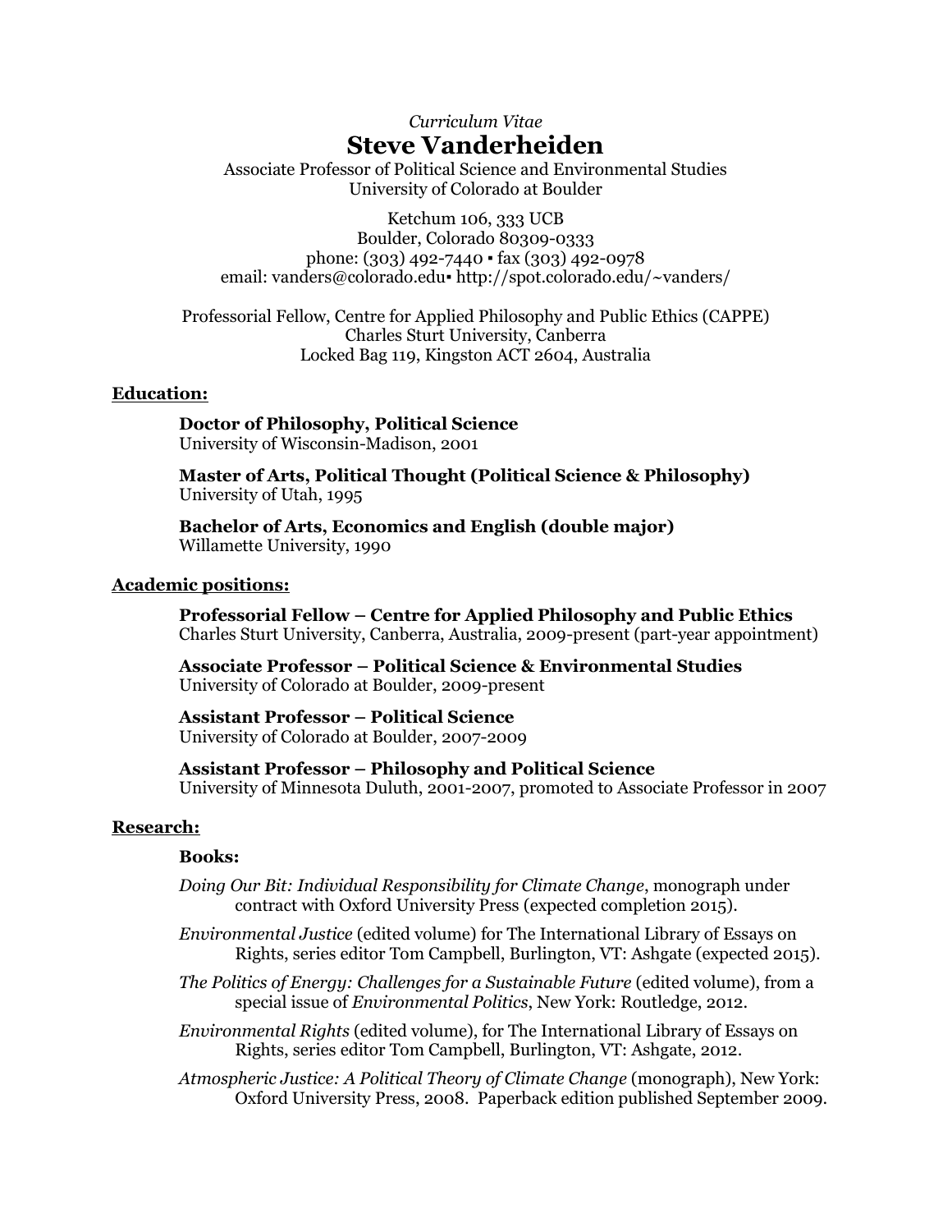*Curriculum Vitae*

# Steve Vanderheiden

Associate Professor of Political Science and Environmental Studies
University of Colorado at Boulder

Ketchum 106, 333 UCB
Boulder, Colorado 80309-0333
phone: (303) 492-7440 ▪ fax (303) 492-0978
email: vanders@colorado.edu▪ http://spot.colorado.edu/~vanders/

Professorial Fellow, Centre for Applied Philosophy and Public Ethics (CAPPE)
Charles Sturt University, Canberra
Locked Bag 119, Kingston ACT 2604, Australia

## Education:

**Doctor of Philosophy, Political Science**
University of Wisconsin-Madison, 2001

**Master of Arts, Political Thought (Political Science & Philosophy)**
University of Utah, 1995

**Bachelor of Arts, Economics and English (double major)**
Willamette University, 1990

## Academic positions:

**Professorial Fellow – Centre for Applied Philosophy and Public Ethics**
Charles Sturt University, Canberra, Australia, 2009-present (part-year appointment)

**Associate Professor – Political Science & Environmental Studies**
University of Colorado at Boulder, 2009-present

**Assistant Professor – Political Science**
University of Colorado at Boulder, 2007-2009

**Assistant Professor – Philosophy and Political Science**
University of Minnesota Duluth, 2001-2007, promoted to Associate Professor in 2007

## Research:

### Books:

*Doing Our Bit: Individual Responsibility for Climate Change*, monograph under contract with Oxford University Press (expected completion 2015).

*Environmental Justice* (edited volume) for The International Library of Essays on Rights, series editor Tom Campbell, Burlington, VT: Ashgate (expected 2015).

*The Politics of Energy: Challenges for a Sustainable Future* (edited volume), from a special issue of *Environmental Politics*, New York: Routledge, 2012.

*Environmental Rights* (edited volume), for The International Library of Essays on Rights, series editor Tom Campbell, Burlington, VT: Ashgate, 2012.

*Atmospheric Justice: A Political Theory of Climate Change* (monograph), New York: Oxford University Press, 2008. Paperback edition published September 2009.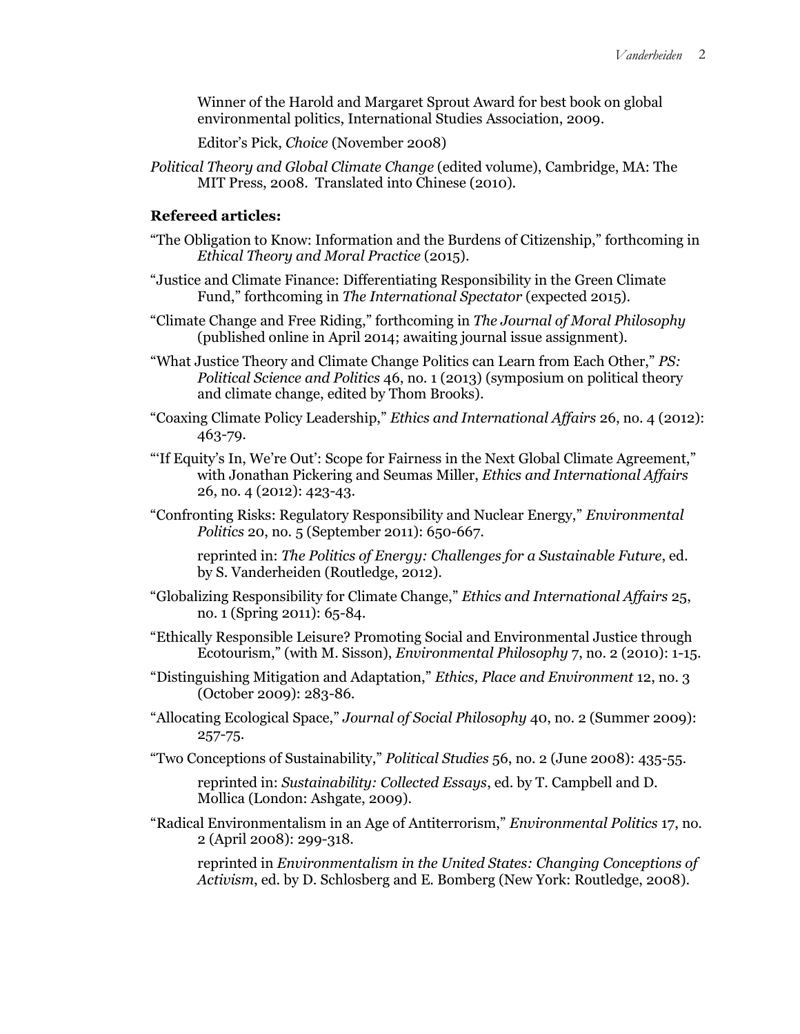Winner of the Harold and Margaret Sprout Award for best book on global environmental politics, International Studies Association, 2009.

Editor's Pick, *Choice* (November 2008)

*Political Theory and Global Climate Change* (edited volume), Cambridge, MA: The MIT Press, 2008. Translated into Chinese (2010).

**Refereed articles:**

"The Obligation to Know: Information and the Burdens of Citizenship," forthcoming in *Ethical Theory and Moral Practice* (2015).

"Justice and Climate Finance: Differentiating Responsibility in the Green Climate Fund," forthcoming in *The International Spectator* (expected 2015).

"Climate Change and Free Riding," forthcoming in *The Journal of Moral Philosophy* (published online in April 2014; awaiting journal issue assignment).

"What Justice Theory and Climate Change Politics can Learn from Each Other," *PS: Political Science and Politics* 46, no. 1 (2013) (symposium on political theory and climate change, edited by Thom Brooks).

"Coaxing Climate Policy Leadership," *Ethics and International Affairs* 26, no. 4 (2012): 463-79.

"'If Equity's In, We're Out': Scope for Fairness in the Next Global Climate Agreement," with Jonathan Pickering and Seumas Miller, *Ethics and International Affairs* 26, no. 4 (2012): 423-43.

"Confronting Risks: Regulatory Responsibility and Nuclear Energy," *Environmental Politics* 20, no. 5 (September 2011): 650-667.

reprinted in: *The Politics of Energy: Challenges for a Sustainable Future*, ed. by S. Vanderheiden (Routledge, 2012).

"Globalizing Responsibility for Climate Change," *Ethics and International Affairs* 25, no. 1 (Spring 2011): 65-84.

"Ethically Responsible Leisure? Promoting Social and Environmental Justice through Ecotourism," (with M. Sisson), *Environmental Philosophy* 7, no. 2 (2010): 1-15.

"Distinguishing Mitigation and Adaptation," *Ethics, Place and Environment* 12, no. 3 (October 2009): 283-86.

"Allocating Ecological Space," *Journal of Social Philosophy* 40, no. 2 (Summer 2009): 257-75.

"Two Conceptions of Sustainability," *Political Studies* 56, no. 2 (June 2008): 435-55.

reprinted in: *Sustainability: Collected Essays*, ed. by T. Campbell and D. Mollica (London: Ashgate, 2009).

"Radical Environmentalism in an Age of Antiterrorism," *Environmental Politics* 17, no. 2 (April 2008): 299-318.

reprinted in *Environmentalism in the United States: Changing Conceptions of Activism*, ed. by D. Schlosberg and E. Bomberg (New York: Routledge, 2008).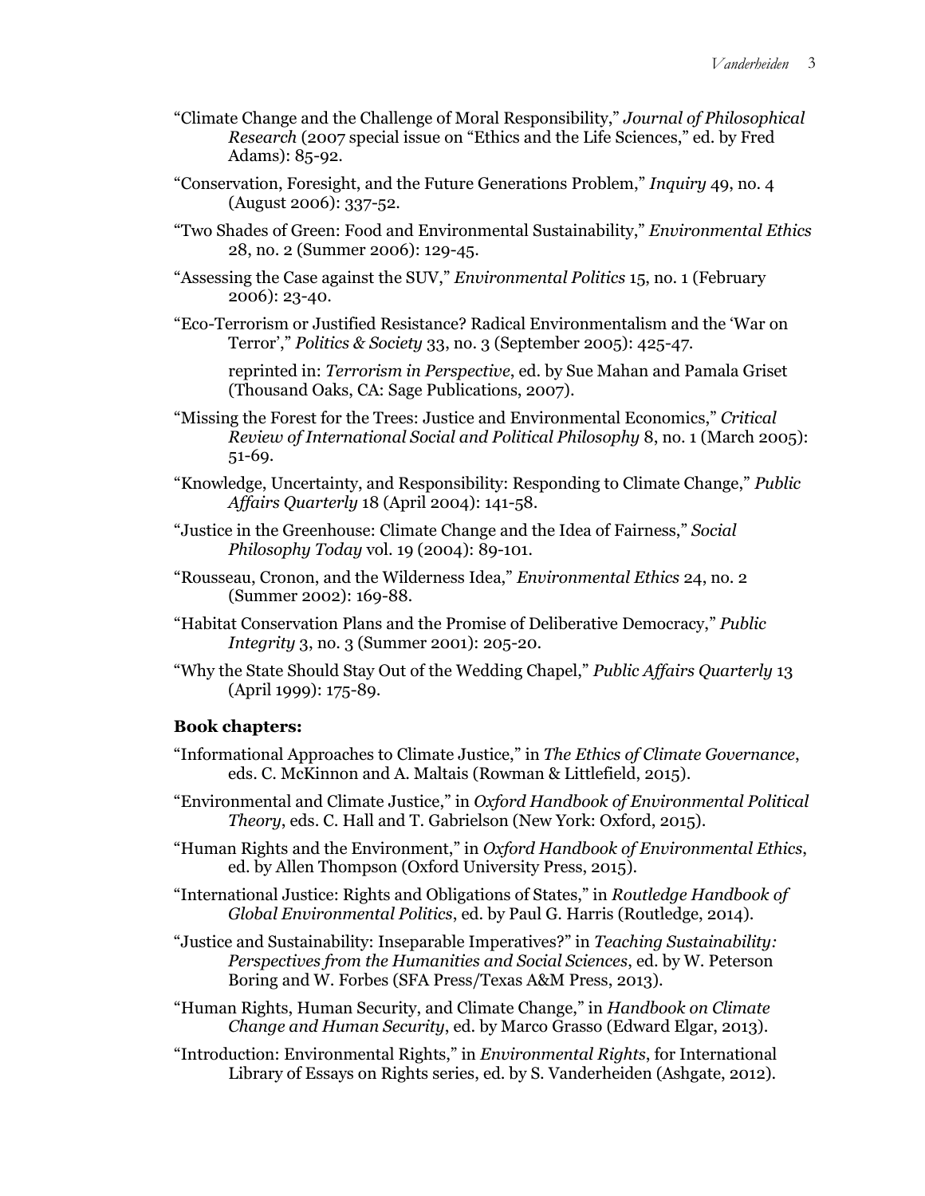"Climate Change and the Challenge of Moral Responsibility," *Journal of Philosophical Research* (2007 special issue on "Ethics and the Life Sciences," ed. by Fred Adams): 85-92.

"Conservation, Foresight, and the Future Generations Problem," *Inquiry* 49, no. 4 (August 2006): 337-52.

"Two Shades of Green: Food and Environmental Sustainability," *Environmental Ethics* 28, no. 2 (Summer 2006): 129-45.

"Assessing the Case against the SUV," *Environmental Politics* 15, no. 1 (February 2006): 23-40.

"Eco-Terrorism or Justified Resistance? Radical Environmentalism and the 'War on Terror'," *Politics & Society* 33, no. 3 (September 2005): 425-47.

reprinted in: *Terrorism in Perspective*, ed. by Sue Mahan and Pamala Griset (Thousand Oaks, CA: Sage Publications, 2007).

"Missing the Forest for the Trees: Justice and Environmental Economics," *Critical Review of International Social and Political Philosophy* 8, no. 1 (March 2005): 51-69.

"Knowledge, Uncertainty, and Responsibility: Responding to Climate Change," *Public Affairs Quarterly* 18 (April 2004): 141-58.

"Justice in the Greenhouse: Climate Change and the Idea of Fairness," *Social Philosophy Today* vol. 19 (2004): 89-101.

"Rousseau, Cronon, and the Wilderness Idea," *Environmental Ethics* 24, no. 2 (Summer 2002): 169-88.

"Habitat Conservation Plans and the Promise of Deliberative Democracy," *Public Integrity* 3, no. 3 (Summer 2001): 205-20.

"Why the State Should Stay Out of the Wedding Chapel," *Public Affairs Quarterly* 13 (April 1999): 175-89.

**Book chapters:**

"Informational Approaches to Climate Justice," in *The Ethics of Climate Governance*, eds. C. McKinnon and A. Maltais (Rowman & Littlefield, 2015).

"Environmental and Climate Justice," in *Oxford Handbook of Environmental Political Theory*, eds. C. Hall and T. Gabrielson (New York: Oxford, 2015).

"Human Rights and the Environment," in *Oxford Handbook of Environmental Ethics*, ed. by Allen Thompson (Oxford University Press, 2015).

"International Justice: Rights and Obligations of States," in *Routledge Handbook of Global Environmental Politics*, ed. by Paul G. Harris (Routledge, 2014).

"Justice and Sustainability: Inseparable Imperatives?" in *Teaching Sustainability: Perspectives from the Humanities and Social Sciences*, ed. by W. Peterson Boring and W. Forbes (SFA Press/Texas A&M Press, 2013).

"Human Rights, Human Security, and Climate Change," in *Handbook on Climate Change and Human Security*, ed. by Marco Grasso (Edward Elgar, 2013).

"Introduction: Environmental Rights," in *Environmental Rights*, for International Library of Essays on Rights series, ed. by S. Vanderheiden (Ashgate, 2012).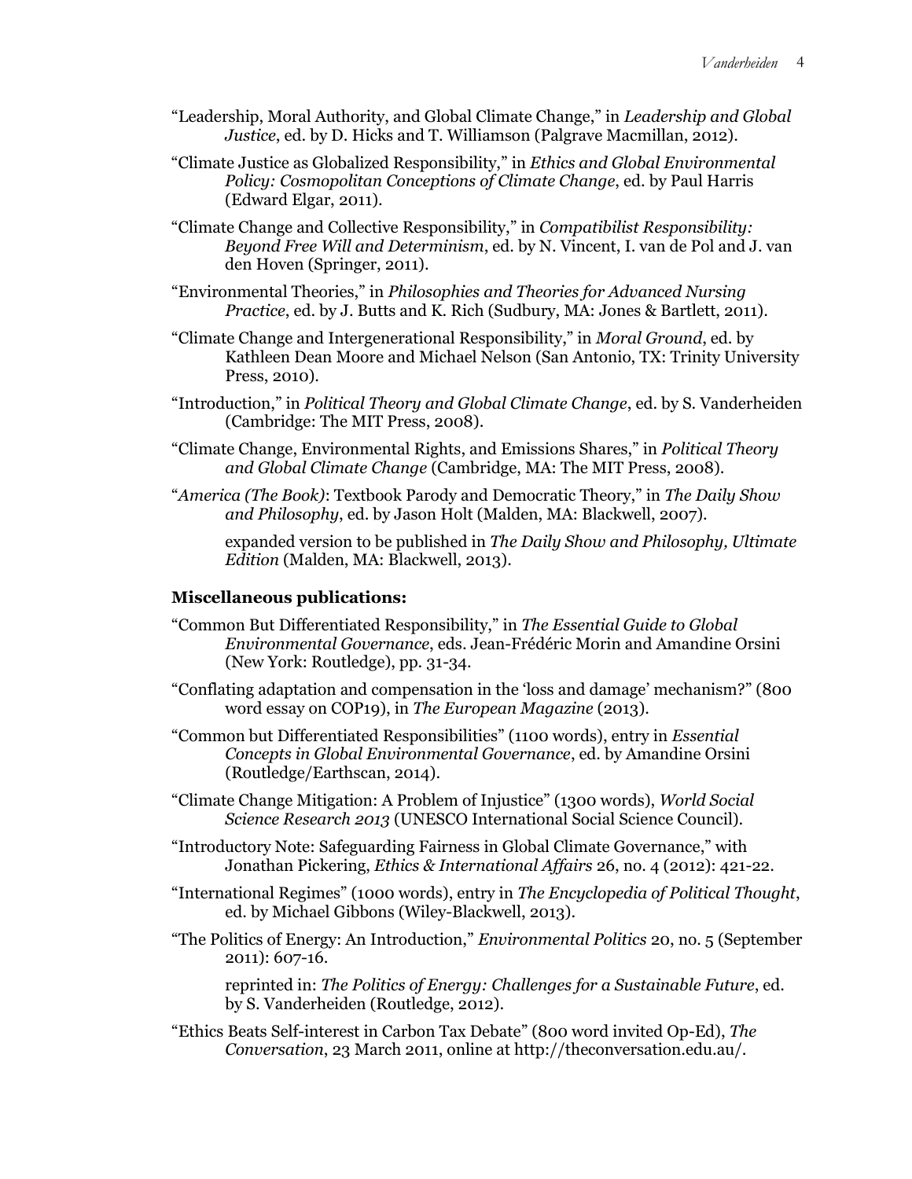"Leadership, Moral Authority, and Global Climate Change," in *Leadership and Global Justice*, ed. by D. Hicks and T. Williamson (Palgrave Macmillan, 2012).

"Climate Justice as Globalized Responsibility," in *Ethics and Global Environmental Policy: Cosmopolitan Conceptions of Climate Change*, ed. by Paul Harris (Edward Elgar, 2011).

"Climate Change and Collective Responsibility," in *Compatibilist Responsibility: Beyond Free Will and Determinism*, ed. by N. Vincent, I. van de Pol and J. van den Hoven (Springer, 2011).

"Environmental Theories," in *Philosophies and Theories for Advanced Nursing Practice*, ed. by J. Butts and K. Rich (Sudbury, MA: Jones & Bartlett, 2011).

"Climate Change and Intergenerational Responsibility," in *Moral Ground*, ed. by Kathleen Dean Moore and Michael Nelson (San Antonio, TX: Trinity University Press, 2010).

"Introduction," in *Political Theory and Global Climate Change*, ed. by S. Vanderheiden (Cambridge: The MIT Press, 2008).

"Climate Change, Environmental Rights, and Emissions Shares," in *Political Theory and Global Climate Change* (Cambridge, MA: The MIT Press, 2008).

"*America (The Book)*: Textbook Parody and Democratic Theory," in *The Daily Show and Philosophy*, ed. by Jason Holt (Malden, MA: Blackwell, 2007).

expanded version to be published in *The Daily Show and Philosophy, Ultimate Edition* (Malden, MA: Blackwell, 2013).

**Miscellaneous publications:**

"Common But Differentiated Responsibility," in *The Essential Guide to Global Environmental Governance*, eds. Jean-Frédéric Morin and Amandine Orsini (New York: Routledge), pp. 31-34.

"Conflating adaptation and compensation in the 'loss and damage' mechanism?" (800 word essay on COP19), in *The European Magazine* (2013).

"Common but Differentiated Responsibilities" (1100 words), entry in *Essential Concepts in Global Environmental Governance*, ed. by Amandine Orsini (Routledge/Earthscan, 2014).

"Climate Change Mitigation: A Problem of Injustice" (1300 words), *World Social Science Research 2013* (UNESCO International Social Science Council).

"Introductory Note: Safeguarding Fairness in Global Climate Governance," with Jonathan Pickering, *Ethics & International Affairs* 26, no. 4 (2012): 421-22.

"International Regimes" (1000 words), entry in *The Encyclopedia of Political Thought*, ed. by Michael Gibbons (Wiley-Blackwell, 2013).

"The Politics of Energy: An Introduction," *Environmental Politics* 20, no. 5 (September 2011): 607-16.

reprinted in: *The Politics of Energy: Challenges for a Sustainable Future*, ed. by S. Vanderheiden (Routledge, 2012).

"Ethics Beats Self-interest in Carbon Tax Debate" (800 word invited Op-Ed), *The Conversation*, 23 March 2011, online at http://theconversation.edu.au/.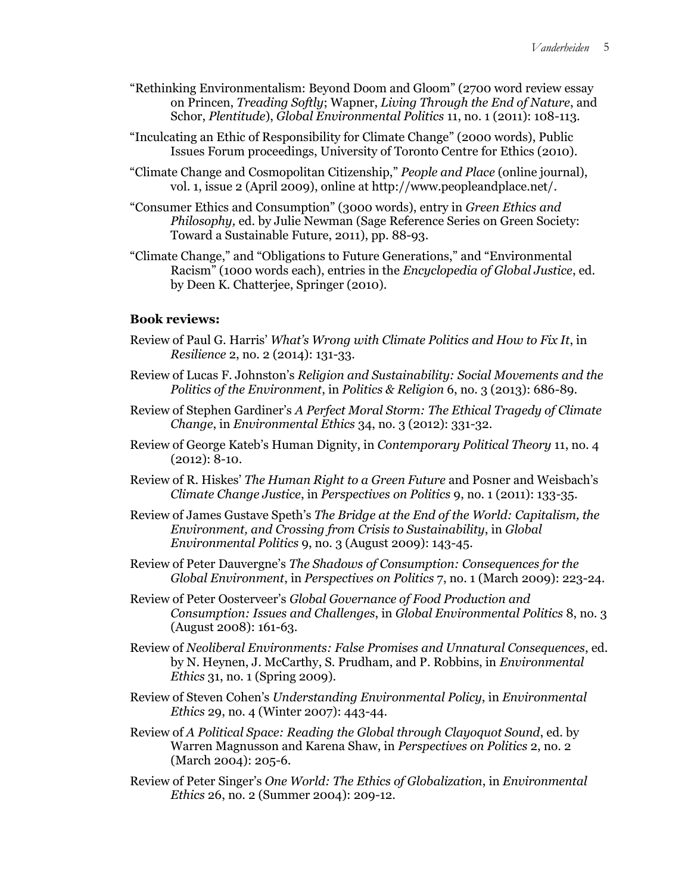"Rethinking Environmentalism: Beyond Doom and Gloom" (2700 word review essay on Princen, *Treading Softly*; Wapner, *Living Through the End of Nature*, and Schor, *Plentitude*), *Global Environmental Politics* 11, no. 1 (2011): 108-113.

"Inculcating an Ethic of Responsibility for Climate Change" (2000 words), Public Issues Forum proceedings, University of Toronto Centre for Ethics (2010).

"Climate Change and Cosmopolitan Citizenship," *People and Place* (online journal), vol. 1, issue 2 (April 2009), online at http://www.peopleandplace.net/.

"Consumer Ethics and Consumption" (3000 words), entry in *Green Ethics and Philosophy,* ed. by Julie Newman (Sage Reference Series on Green Society: Toward a Sustainable Future, 2011), pp. 88-93.

"Climate Change," and "Obligations to Future Generations," and "Environmental Racism" (1000 words each), entries in the *Encyclopedia of Global Justice*, ed. by Deen K. Chatterjee, Springer (2010).

**Book reviews:**

Review of Paul G. Harris' *What's Wrong with Climate Politics and How to Fix It*, in *Resilience* 2, no. 2 (2014): 131-33.

Review of Lucas F. Johnston's *Religion and Sustainability: Social Movements and the Politics of the Environment*, in *Politics & Religion* 6, no. 3 (2013): 686-89.

Review of Stephen Gardiner's *A Perfect Moral Storm: The Ethical Tragedy of Climate Change*, in *Environmental Ethics* 34, no. 3 (2012): 331-32.

Review of George Kateb's Human Dignity, in *Contemporary Political Theory* 11, no. 4 (2012): 8-10.

Review of R. Hiskes' *The Human Right to a Green Future* and Posner and Weisbach's *Climate Change Justice*, in *Perspectives on Politics* 9, no. 1 (2011): 133-35.

Review of James Gustave Speth's *The Bridge at the End of the World: Capitalism, the Environment, and Crossing from Crisis to Sustainability*, in *Global Environmental Politics* 9, no. 3 (August 2009): 143-45.

Review of Peter Dauvergne's *The Shadows of Consumption: Consequences for the Global Environment*, in *Perspectives on Politics* 7, no. 1 (March 2009): 223-24.

Review of Peter Oosterveer's *Global Governance of Food Production and Consumption: Issues and Challenges*, in *Global Environmental Politics* 8, no. 3 (August 2008): 161-63.

Review of *Neoliberal Environments: False Promises and Unnatural Consequences*, ed. by N. Heynen, J. McCarthy, S. Prudham, and P. Robbins, in *Environmental Ethics* 31, no. 1 (Spring 2009).

Review of Steven Cohen's *Understanding Environmental Policy*, in *Environmental Ethics* 29, no. 4 (Winter 2007): 443-44.

Review of *A Political Space: Reading the Global through Clayoquot Sound*, ed. by Warren Magnusson and Karena Shaw, in *Perspectives on Politics* 2, no. 2 (March 2004): 205-6.

Review of Peter Singer's *One World: The Ethics of Globalization*, in *Environmental Ethics* 26, no. 2 (Summer 2004): 209-12.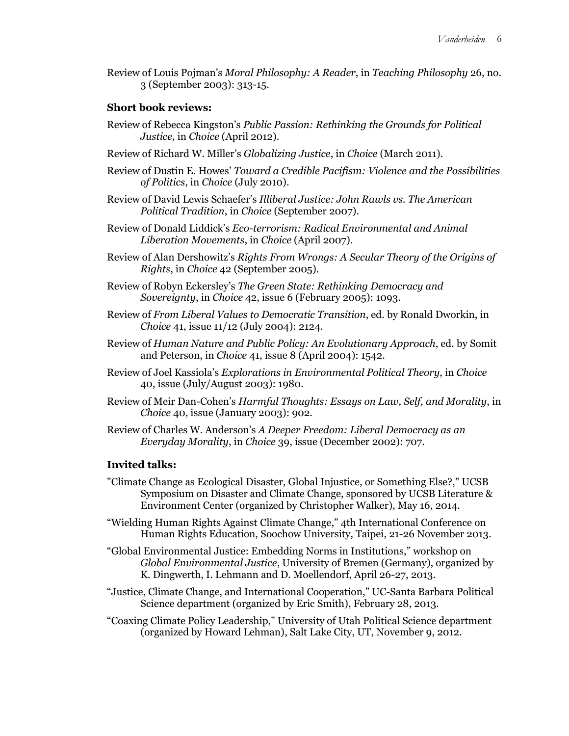Review of Louis Pojman's *Moral Philosophy: A Reader*, in *Teaching Philosophy* 26, no. 3 (September 2003): 313-15.

**Short book reviews:**

Review of Rebecca Kingston's *Public Passion: Rethinking the Grounds for Political Justice*, in *Choice* (April 2012).

Review of Richard W. Miller's *Globalizing Justice*, in *Choice* (March 2011).

Review of Dustin E. Howes' *Toward a Credible Pacifism: Violence and the Possibilities of Politics*, in *Choice* (July 2010).

Review of David Lewis Schaefer's *Illiberal Justice: John Rawls vs. The American Political Tradition*, in *Choice* (September 2007).

Review of Donald Liddick's *Eco-terrorism: Radical Environmental and Animal Liberation Movements*, in *Choice* (April 2007).

Review of Alan Dershowitz's *Rights From Wrongs: A Secular Theory of the Origins of Rights*, in *Choice* 42 (September 2005).

Review of Robyn Eckersley's *The Green State: Rethinking Democracy and Sovereignty*, in *Choice* 42, issue 6 (February 2005): 1093.

Review of *From Liberal Values to Democratic Transition*, ed. by Ronald Dworkin, in *Choice* 41, issue 11/12 (July 2004): 2124.

Review of *Human Nature and Public Policy: An Evolutionary Approach*, ed. by Somit and Peterson, in *Choice* 41, issue 8 (April 2004): 1542.

Review of Joel Kassiola's *Explorations in Environmental Political Theory*, in *Choice* 40, issue (July/August 2003): 1980.

Review of Meir Dan-Cohen's *Harmful Thoughts: Essays on Law, Self, and Morality*, in *Choice* 40, issue (January 2003): 902.

Review of Charles W. Anderson's *A Deeper Freedom: Liberal Democracy as an Everyday Morality*, in *Choice* 39, issue (December 2002): 707.

**Invited talks:**

"Climate Change as Ecological Disaster, Global Injustice, or Something Else?," UCSB Symposium on Disaster and Climate Change, sponsored by UCSB Literature & Environment Center (organized by Christopher Walker), May 16, 2014.

"Wielding Human Rights Against Climate Change," 4th International Conference on Human Rights Education, Soochow University, Taipei, 21-26 November 2013.

"Global Environmental Justice: Embedding Norms in Institutions," workshop on *Global Environmental Justice*, University of Bremen (Germany), organized by K. Dingwerth, I. Lehmann and D. Moellendorf, April 26-27, 2013.

"Justice, Climate Change, and International Cooperation," UC-Santa Barbara Political Science department (organized by Eric Smith), February 28, 2013.

"Coaxing Climate Policy Leadership," University of Utah Political Science department (organized by Howard Lehman), Salt Lake City, UT, November 9, 2012.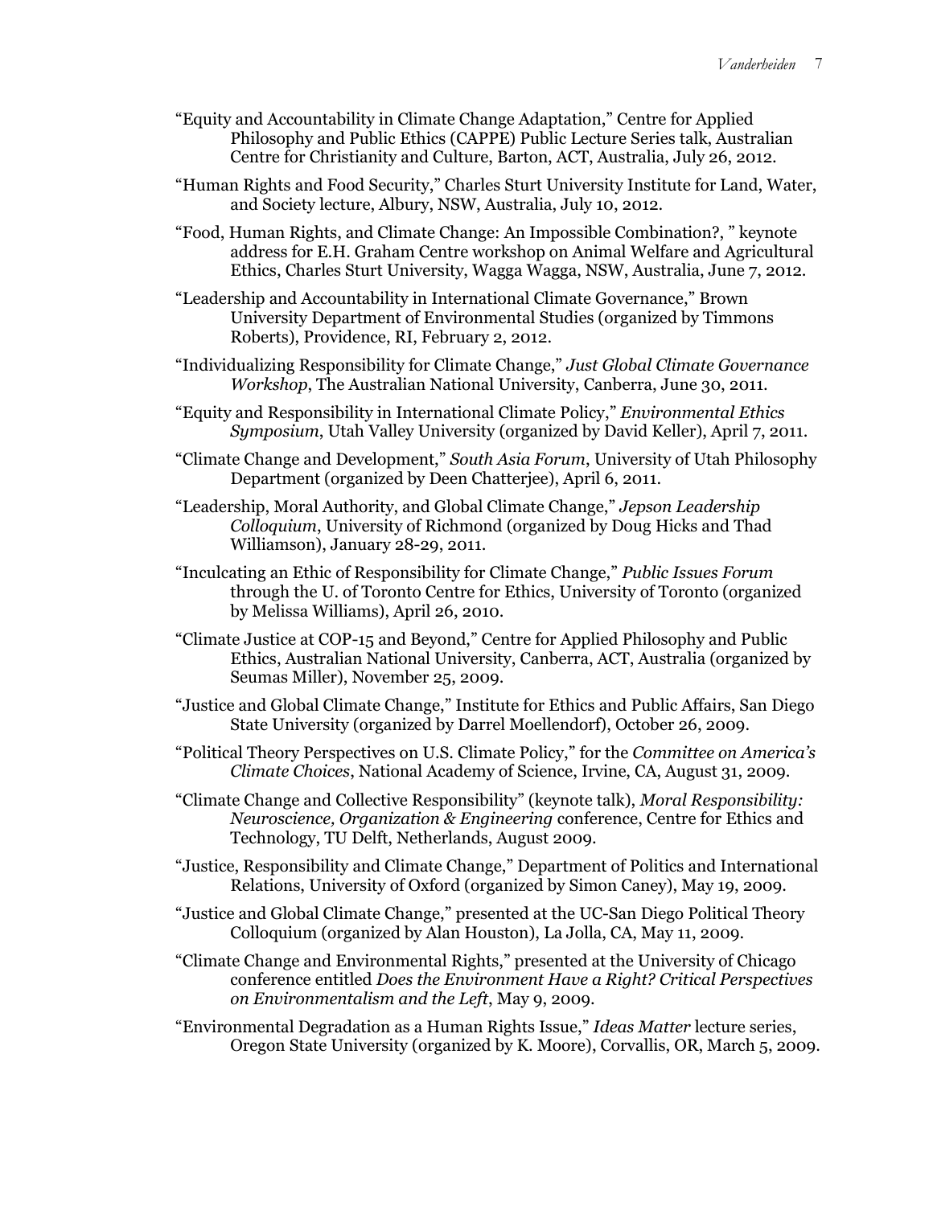"Equity and Accountability in Climate Change Adaptation," Centre for Applied Philosophy and Public Ethics (CAPPE) Public Lecture Series talk, Australian Centre for Christianity and Culture, Barton, ACT, Australia, July 26, 2012.

"Human Rights and Food Security," Charles Sturt University Institute for Land, Water, and Society lecture, Albury, NSW, Australia, July 10, 2012.

"Food, Human Rights, and Climate Change: An Impossible Combination?, " keynote address for E.H. Graham Centre workshop on Animal Welfare and Agricultural Ethics, Charles Sturt University, Wagga Wagga, NSW, Australia, June 7, 2012.

"Leadership and Accountability in International Climate Governance," Brown University Department of Environmental Studies (organized by Timmons Roberts), Providence, RI, February 2, 2012.

"Individualizing Responsibility for Climate Change," *Just Global Climate Governance Workshop*, The Australian National University, Canberra, June 30, 2011.

"Equity and Responsibility in International Climate Policy," *Environmental Ethics Symposium*, Utah Valley University (organized by David Keller), April 7, 2011.

"Climate Change and Development," *South Asia Forum*, University of Utah Philosophy Department (organized by Deen Chatterjee), April 6, 2011.

"Leadership, Moral Authority, and Global Climate Change," *Jepson Leadership Colloquium*, University of Richmond (organized by Doug Hicks and Thad Williamson), January 28-29, 2011.

"Inculcating an Ethic of Responsibility for Climate Change," *Public Issues Forum* through the U. of Toronto Centre for Ethics, University of Toronto (organized by Melissa Williams), April 26, 2010.

"Climate Justice at COP-15 and Beyond," Centre for Applied Philosophy and Public Ethics, Australian National University, Canberra, ACT, Australia (organized by Seumas Miller), November 25, 2009.

"Justice and Global Climate Change," Institute for Ethics and Public Affairs, San Diego State University (organized by Darrel Moellendorf), October 26, 2009.

"Political Theory Perspectives on U.S. Climate Policy," for the *Committee on America's Climate Choices*, National Academy of Science, Irvine, CA, August 31, 2009.

"Climate Change and Collective Responsibility" (keynote talk), *Moral Responsibility: Neuroscience, Organization & Engineering* conference, Centre for Ethics and Technology, TU Delft, Netherlands, August 2009.

"Justice, Responsibility and Climate Change," Department of Politics and International Relations, University of Oxford (organized by Simon Caney), May 19, 2009.

"Justice and Global Climate Change," presented at the UC-San Diego Political Theory Colloquium (organized by Alan Houston), La Jolla, CA, May 11, 2009.

"Climate Change and Environmental Rights," presented at the University of Chicago conference entitled *Does the Environment Have a Right? Critical Perspectives on Environmentalism and the Left*, May 9, 2009.

"Environmental Degradation as a Human Rights Issue," *Ideas Matter* lecture series, Oregon State University (organized by K. Moore), Corvallis, OR, March 5, 2009.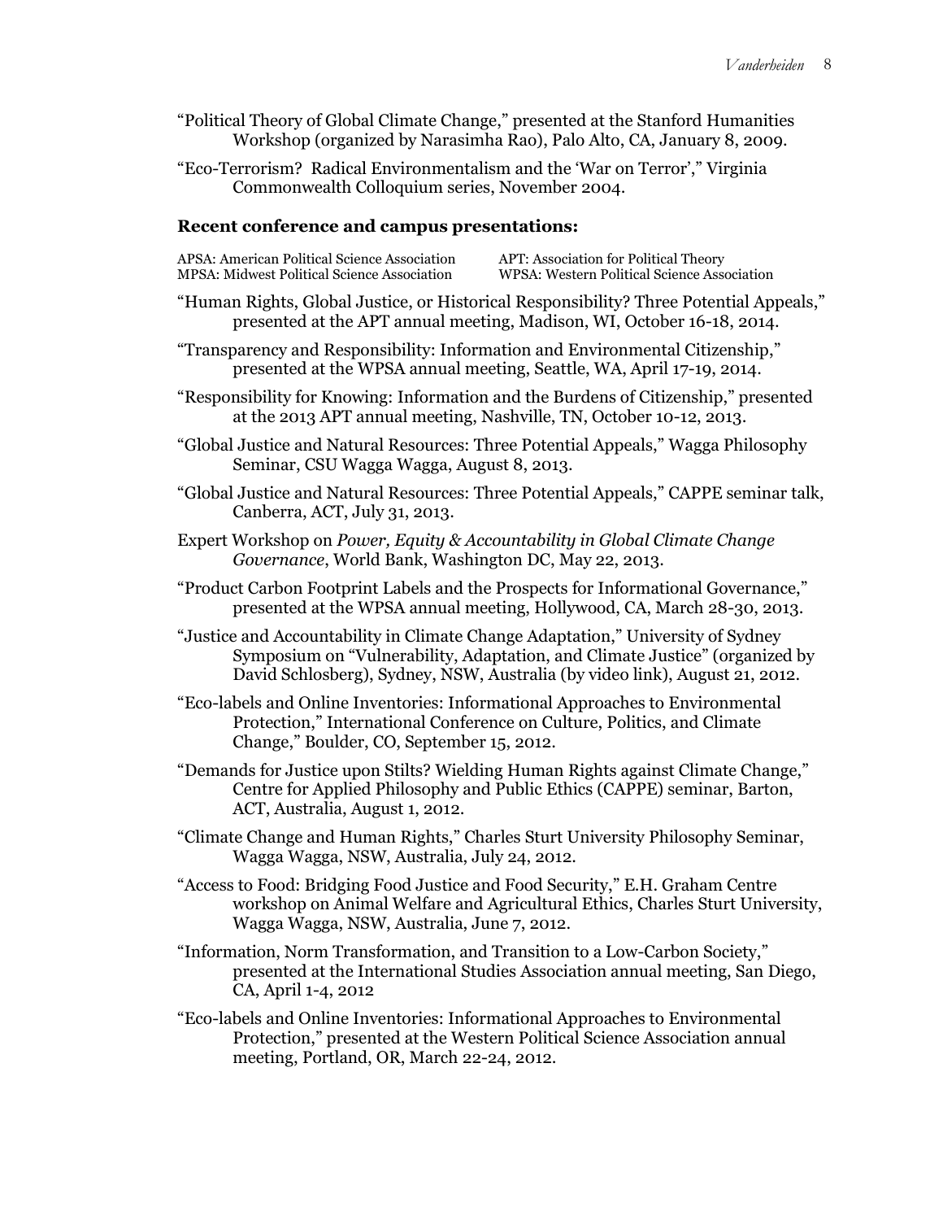"Political Theory of Global Climate Change," presented at the Stanford Humanities Workshop (organized by Narasimha Rao), Palo Alto, CA, January 8, 2009.

"Eco-Terrorism? Radical Environmentalism and the 'War on Terror'," Virginia Commonwealth Colloquium series, November 2004.

### Recent conference and campus presentations:

APSA: American Political Science Association
APT: Association for Political Theory
MPSA: Midwest Political Science Association
WPSA: Western Political Science Association

"Human Rights, Global Justice, or Historical Responsibility? Three Potential Appeals," presented at the APT annual meeting, Madison, WI, October 16-18, 2014.

"Transparency and Responsibility: Information and Environmental Citizenship," presented at the WPSA annual meeting, Seattle, WA, April 17-19, 2014.

"Responsibility for Knowing: Information and the Burdens of Citizenship," presented at the 2013 APT annual meeting, Nashville, TN, October 10-12, 2013.

"Global Justice and Natural Resources: Three Potential Appeals," Wagga Philosophy Seminar, CSU Wagga Wagga, August 8, 2013.

"Global Justice and Natural Resources: Three Potential Appeals," CAPPE seminar talk, Canberra, ACT, July 31, 2013.

Expert Workshop on *Power, Equity & Accountability in Global Climate Change Governance*, World Bank, Washington DC, May 22, 2013.

"Product Carbon Footprint Labels and the Prospects for Informational Governance," presented at the WPSA annual meeting, Hollywood, CA, March 28-30, 2013.

"Justice and Accountability in Climate Change Adaptation," University of Sydney Symposium on "Vulnerability, Adaptation, and Climate Justice" (organized by David Schlosberg), Sydney, NSW, Australia (by video link), August 21, 2012.

"Eco-labels and Online Inventories: Informational Approaches to Environmental Protection," International Conference on Culture, Politics, and Climate Change," Boulder, CO, September 15, 2012.

"Demands for Justice upon Stilts? Wielding Human Rights against Climate Change," Centre for Applied Philosophy and Public Ethics (CAPPE) seminar, Barton, ACT, Australia, August 1, 2012.

"Climate Change and Human Rights," Charles Sturt University Philosophy Seminar, Wagga Wagga, NSW, Australia, July 24, 2012.

"Access to Food: Bridging Food Justice and Food Security," E.H. Graham Centre workshop on Animal Welfare and Agricultural Ethics, Charles Sturt University, Wagga Wagga, NSW, Australia, June 7, 2012.

"Information, Norm Transformation, and Transition to a Low-Carbon Society," presented at the International Studies Association annual meeting, San Diego, CA, April 1-4, 2012

"Eco-labels and Online Inventories: Informational Approaches to Environmental Protection," presented at the Western Political Science Association annual meeting, Portland, OR, March 22-24, 2012.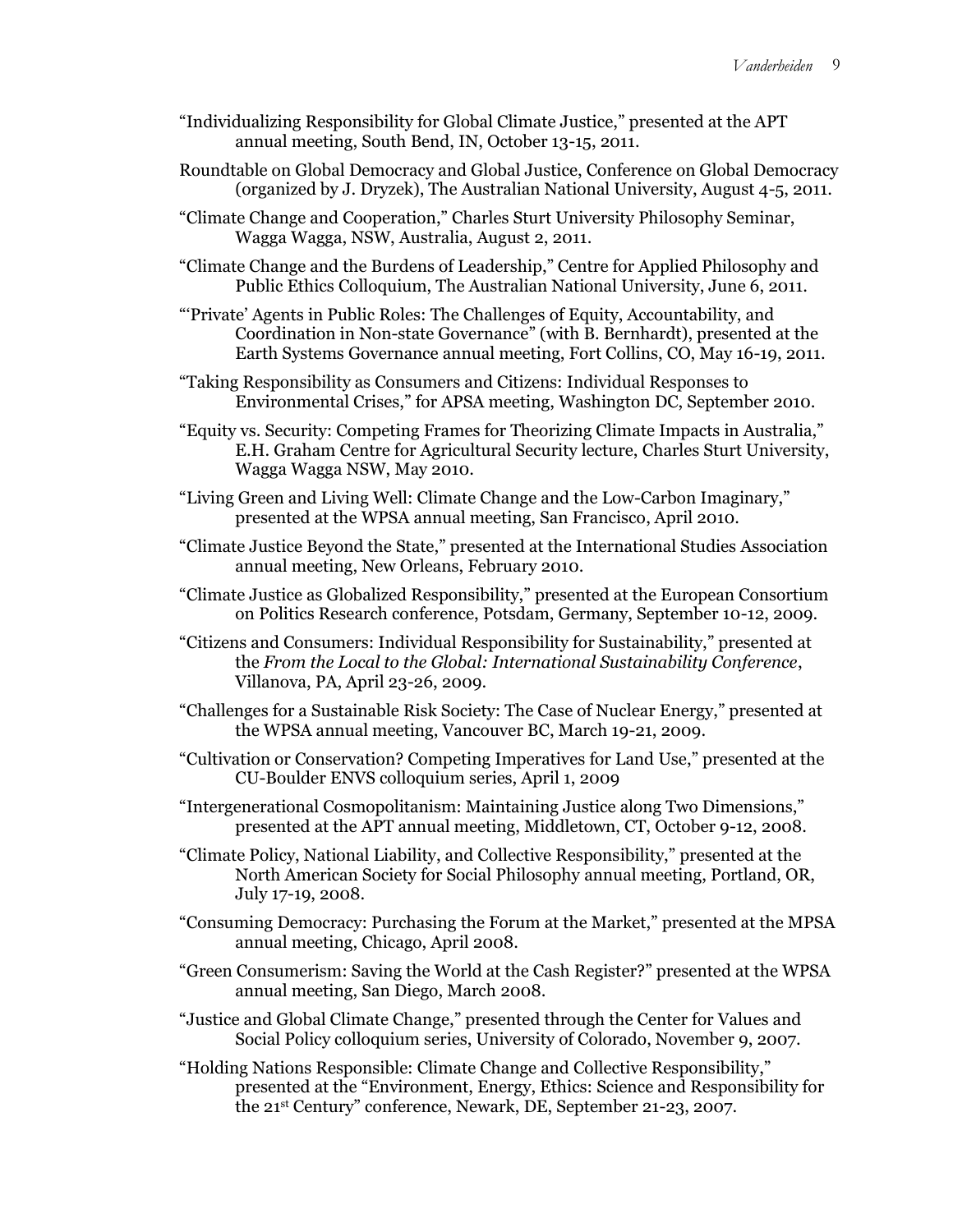"Individualizing Responsibility for Global Climate Justice," presented at the APT annual meeting, South Bend, IN, October 13-15, 2011.

Roundtable on Global Democracy and Global Justice, Conference on Global Democracy (organized by J. Dryzek), The Australian National University, August 4-5, 2011.

"Climate Change and Cooperation," Charles Sturt University Philosophy Seminar, Wagga Wagga, NSW, Australia, August 2, 2011.

"Climate Change and the Burdens of Leadership," Centre for Applied Philosophy and Public Ethics Colloquium, The Australian National University, June 6, 2011.

"'Private' Agents in Public Roles: The Challenges of Equity, Accountability, and Coordination in Non-state Governance" (with B. Bernhardt), presented at the Earth Systems Governance annual meeting, Fort Collins, CO, May 16-19, 2011.

"Taking Responsibility as Consumers and Citizens: Individual Responses to Environmental Crises," for APSA meeting, Washington DC, September 2010.

"Equity vs. Security: Competing Frames for Theorizing Climate Impacts in Australia," E.H. Graham Centre for Agricultural Security lecture, Charles Sturt University, Wagga Wagga NSW, May 2010.

"Living Green and Living Well: Climate Change and the Low-Carbon Imaginary," presented at the WPSA annual meeting, San Francisco, April 2010.

"Climate Justice Beyond the State," presented at the International Studies Association annual meeting, New Orleans, February 2010.

"Climate Justice as Globalized Responsibility," presented at the European Consortium on Politics Research conference, Potsdam, Germany, September 10-12, 2009.

"Citizens and Consumers: Individual Responsibility for Sustainability," presented at the *From the Local to the Global: International Sustainability Conference*, Villanova, PA, April 23-26, 2009.

"Challenges for a Sustainable Risk Society: The Case of Nuclear Energy," presented at the WPSA annual meeting, Vancouver BC, March 19-21, 2009.

"Cultivation or Conservation? Competing Imperatives for Land Use," presented at the CU-Boulder ENVS colloquium series, April 1, 2009

"Intergenerational Cosmopolitanism: Maintaining Justice along Two Dimensions," presented at the APT annual meeting, Middletown, CT, October 9-12, 2008.

"Climate Policy, National Liability, and Collective Responsibility," presented at the North American Society for Social Philosophy annual meeting, Portland, OR, July 17-19, 2008.

"Consuming Democracy: Purchasing the Forum at the Market," presented at the MPSA annual meeting, Chicago, April 2008.

"Green Consumerism: Saving the World at the Cash Register?" presented at the WPSA annual meeting, San Diego, March 2008.

"Justice and Global Climate Change," presented through the Center for Values and Social Policy colloquium series, University of Colorado, November 9, 2007.

"Holding Nations Responsible: Climate Change and Collective Responsibility," presented at the "Environment, Energy, Ethics: Science and Responsibility for the 21st Century" conference, Newark, DE, September 21-23, 2007.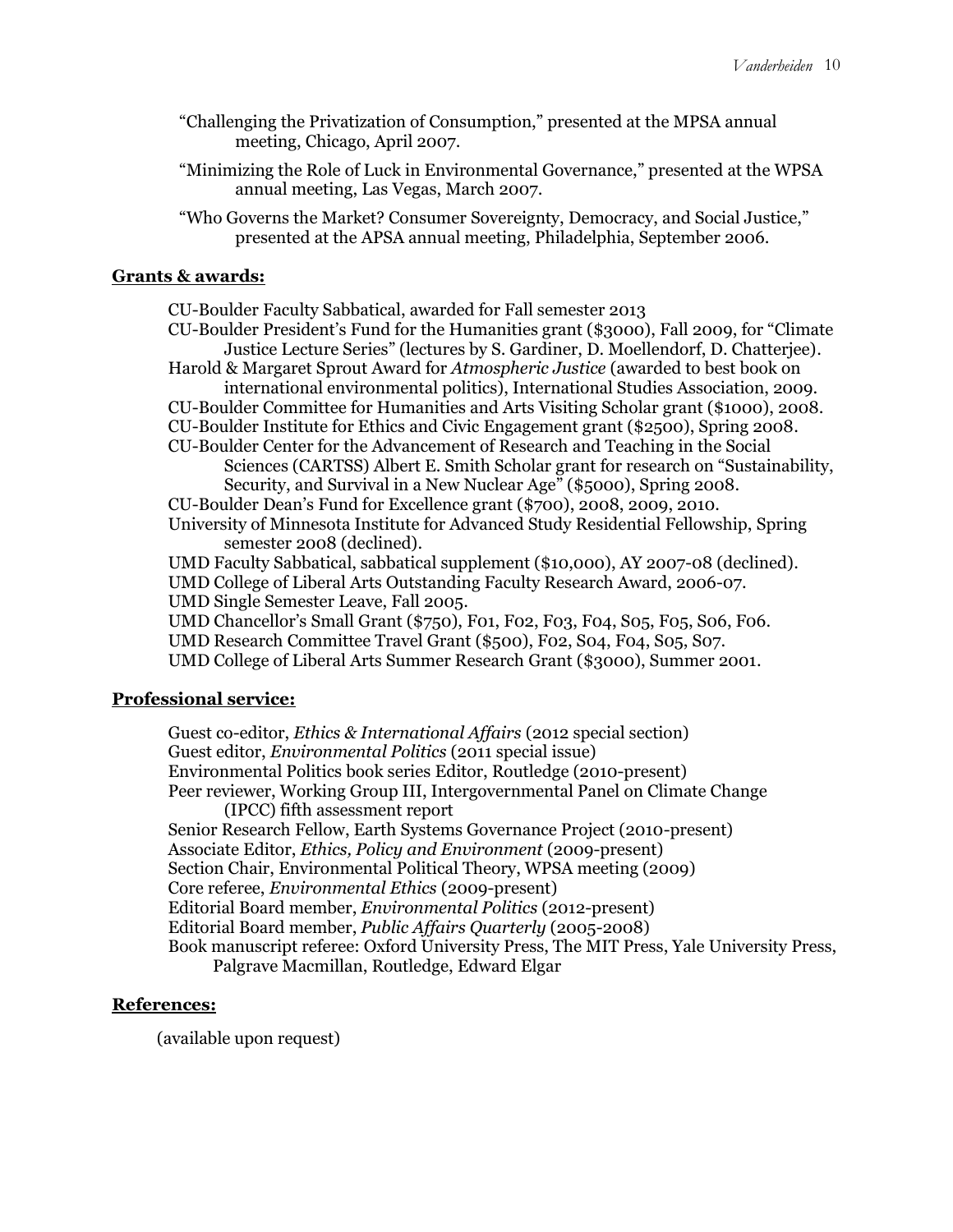"Challenging the Privatization of Consumption," presented at the MPSA annual meeting, Chicago, April 2007.

"Minimizing the Role of Luck in Environmental Governance," presented at the WPSA annual meeting, Las Vegas, March 2007.

"Who Governs the Market? Consumer Sovereignty, Democracy, and Social Justice," presented at the APSA annual meeting, Philadelphia, September 2006.

## Grants & awards:

CU-Boulder Faculty Sabbatical, awarded for Fall semester 2013

CU-Boulder President's Fund for the Humanities grant ($3000), Fall 2009, for "Climate Justice Lecture Series" (lectures by S. Gardiner, D. Moellendorf, D. Chatterjee).

Harold & Margaret Sprout Award for *Atmospheric Justice* (awarded to best book on international environmental politics), International Studies Association, 2009.

CU-Boulder Committee for Humanities and Arts Visiting Scholar grant ($1000), 2008.

CU-Boulder Institute for Ethics and Civic Engagement grant ($2500), Spring 2008.

CU-Boulder Center for the Advancement of Research and Teaching in the Social Sciences (CARTSS) Albert E. Smith Scholar grant for research on "Sustainability, Security, and Survival in a New Nuclear Age" ($5000), Spring 2008.

CU-Boulder Dean's Fund for Excellence grant ($700), 2008, 2009, 2010.

University of Minnesota Institute for Advanced Study Residential Fellowship, Spring semester 2008 (declined).

UMD Faculty Sabbatical, sabbatical supplement ($10,000), AY 2007-08 (declined).

UMD College of Liberal Arts Outstanding Faculty Research Award, 2006-07.

UMD Single Semester Leave, Fall 2005.

UMD Chancellor's Small Grant ($750), F01, F02, F03, F04, S05, F05, S06, F06.

UMD Research Committee Travel Grant ($500), F02, S04, F04, S05, S07.

UMD College of Liberal Arts Summer Research Grant ($3000), Summer 2001.

## Professional service:

Guest co-editor, *Ethics & International Affairs* (2012 special section)

Guest editor, *Environmental Politics* (2011 special issue)

Environmental Politics book series Editor, Routledge (2010-present)

Peer reviewer, Working Group III, Intergovernmental Panel on Climate Change (IPCC) fifth assessment report

Senior Research Fellow, Earth Systems Governance Project (2010-present)

Associate Editor, *Ethics, Policy and Environment* (2009-present)

Section Chair, Environmental Political Theory, WPSA meeting (2009)

Core referee, *Environmental Ethics* (2009-present)

Editorial Board member, *Environmental Politics* (2012-present)

Editorial Board member, *Public Affairs Quarterly* (2005-2008)

Book manuscript referee: Oxford University Press, The MIT Press, Yale University Press, Palgrave Macmillan, Routledge, Edward Elgar

## References:

(available upon request)